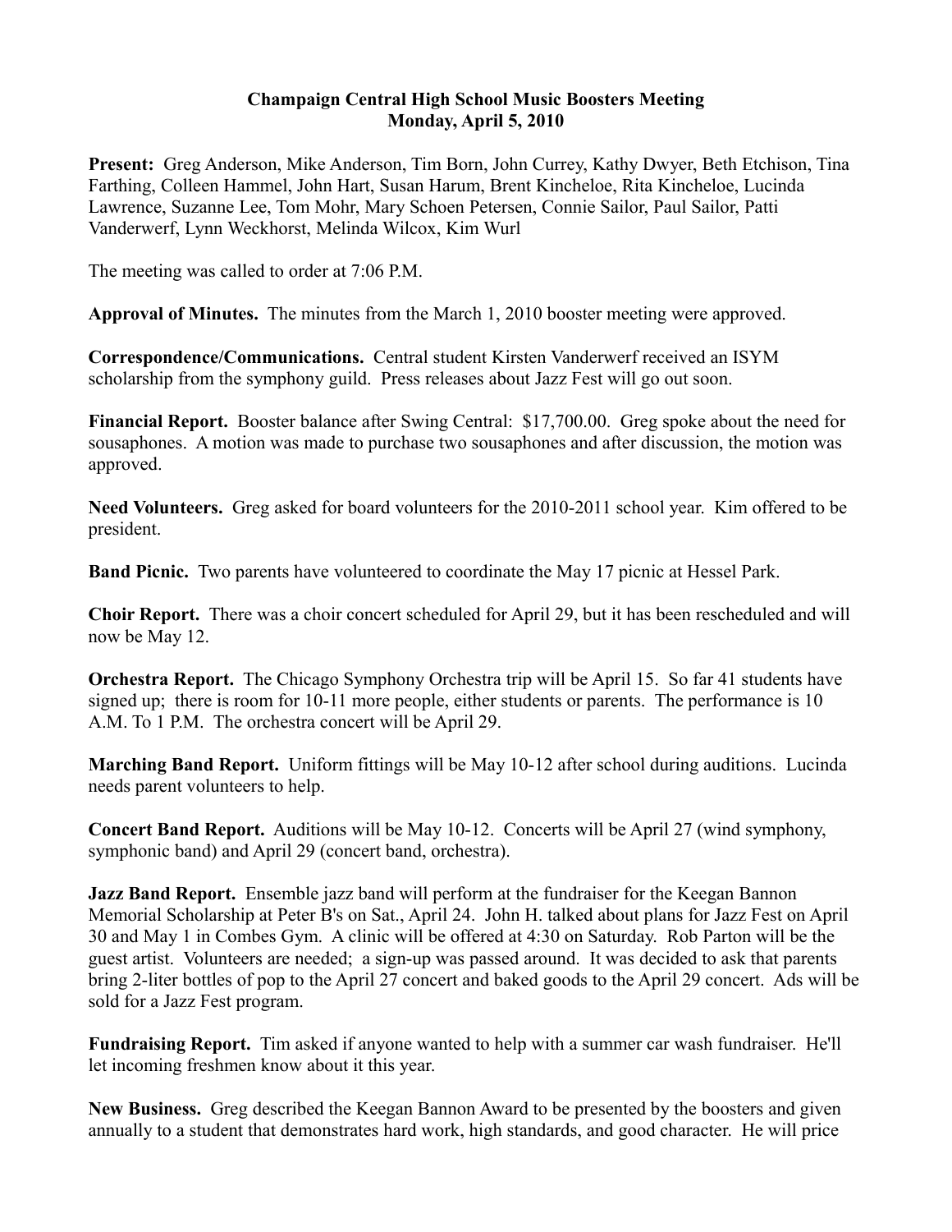**Champaign Central High School Music Boosters Meeting**
**Monday, April 5, 2010**

**Present:** Greg Anderson, Mike Anderson, Tim Born, John Currey, Kathy Dwyer, Beth Etchison, Tina Farthing, Colleen Hammel, John Hart, Susan Harum, Brent Kincheloe, Rita Kincheloe, Lucinda Lawrence, Suzanne Lee, Tom Mohr, Mary Schoen Petersen, Connie Sailor, Paul Sailor, Patti Vanderwerf, Lynn Weckhorst, Melinda Wilcox, Kim Wurl

The meeting was called to order at 7:06 P.M.

**Approval of Minutes.** The minutes from the March 1, 2010 booster meeting were approved.

**Correspondence/Communications.** Central student Kirsten Vanderwerf received an ISYM scholarship from the symphony guild. Press releases about Jazz Fest will go out soon.

**Financial Report.** Booster balance after Swing Central: $17,700.00. Greg spoke about the need for sousaphones. A motion was made to purchase two sousaphones and after discussion, the motion was approved.

**Need Volunteers.** Greg asked for board volunteers for the 2010-2011 school year. Kim offered to be president.

**Band Picnic.** Two parents have volunteered to coordinate the May 17 picnic at Hessel Park.

**Choir Report.** There was a choir concert scheduled for April 29, but it has been rescheduled and will now be May 12.

**Orchestra Report.** The Chicago Symphony Orchestra trip will be April 15. So far 41 students have signed up; there is room for 10-11 more people, either students or parents. The performance is 10 A.M. To 1 P.M. The orchestra concert will be April 29.

**Marching Band Report.** Uniform fittings will be May 10-12 after school during auditions. Lucinda needs parent volunteers to help.

**Concert Band Report.** Auditions will be May 10-12. Concerts will be April 27 (wind symphony, symphonic band) and April 29 (concert band, orchestra).

**Jazz Band Report.** Ensemble jazz band will perform at the fundraiser for the Keegan Bannon Memorial Scholarship at Peter B's on Sat., April 24. John H. talked about plans for Jazz Fest on April 30 and May 1 in Combes Gym. A clinic will be offered at 4:30 on Saturday. Rob Parton will be the guest artist. Volunteers are needed; a sign-up was passed around. It was decided to ask that parents bring 2-liter bottles of pop to the April 27 concert and baked goods to the April 29 concert. Ads will be sold for a Jazz Fest program.

**Fundraising Report.** Tim asked if anyone wanted to help with a summer car wash fundraiser. He'll let incoming freshmen know about it this year.

**New Business.** Greg described the Keegan Bannon Award to be presented by the boosters and given annually to a student that demonstrates hard work, high standards, and good character. He will price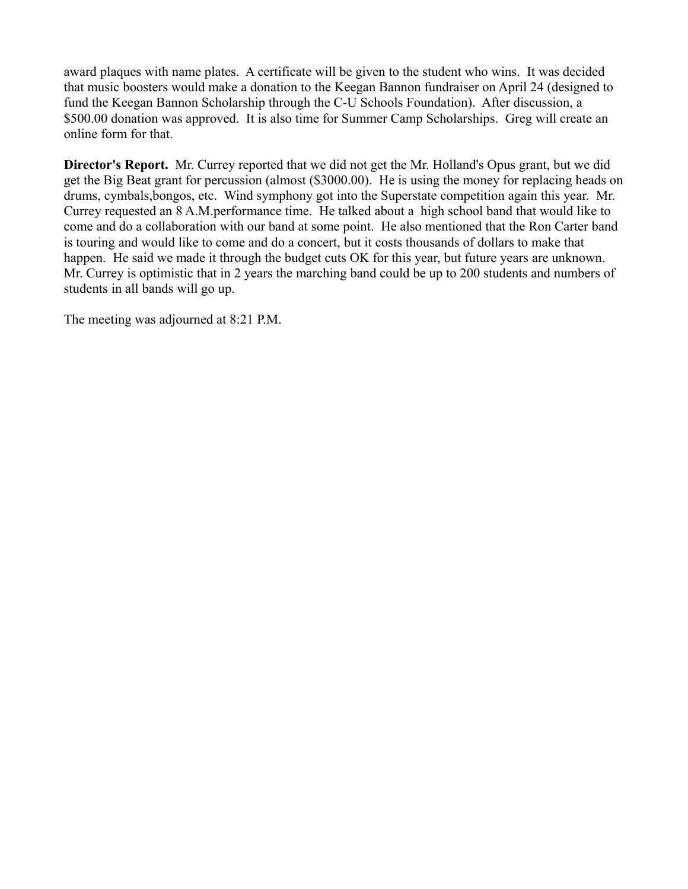award plaques with name plates. A certificate will be given to the student who wins. It was decided that music boosters would make a donation to the Keegan Bannon fundraiser on April 24 (designed to fund the Keegan Bannon Scholarship through the C-U Schools Foundation). After discussion, a $500.00 donation was approved. It is also time for Summer Camp Scholarships. Greg will create an online form for that.

**Director's Report.** Mr. Currey reported that we did not get the Mr. Holland's Opus grant, but we did get the Big Beat grant for percussion (almost ($3000.00). He is using the money for replacing heads on drums, cymbals,bongos, etc. Wind symphony got into the Superstate competition again this year. Mr. Currey requested an 8 A.M.performance time. He talked about a high school band that would like to come and do a collaboration with our band at some point. He also mentioned that the Ron Carter band is touring and would like to come and do a concert, but it costs thousands of dollars to make that happen. He said we made it through the budget cuts OK for this year, but future years are unknown. Mr. Currey is optimistic that in 2 years the marching band could be up to 200 students and numbers of students in all bands will go up.

The meeting was adjourned at 8:21 P.M.